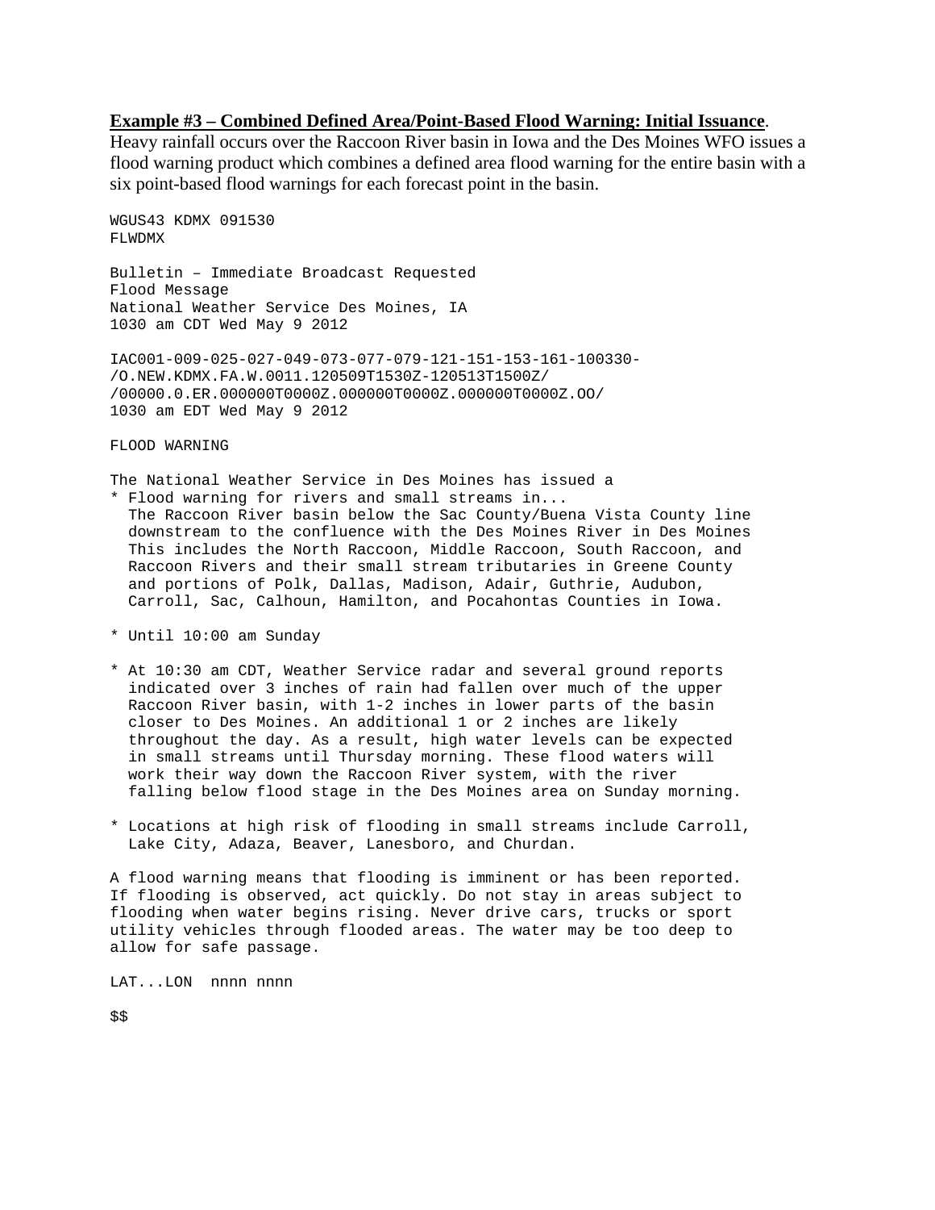**Example #3 – Combined Defined Area/Point-Based Flood Warning: Initial Issuance**.
Heavy rainfall occurs over the Raccoon River basin in Iowa and the Des Moines WFO issues a flood warning product which combines a defined area flood warning for the entire basin with a six point-based flood warnings for each forecast point in the basin.

```
WGUS43 KDMX 091530
FLWDMX

Bulletin – Immediate Broadcast Requested
Flood Message
National Weather Service Des Moines, IA
1030 am CDT Wed May 9 2012

IAC001-009-025-027-049-073-077-079-121-151-153-161-100330-
/O.NEW.KDMX.FA.W.0011.120509T1530Z-120513T1500Z/
/00000.0.ER.000000T0000Z.000000T0000Z.000000T0000Z.OO/
1030 am EDT Wed May 9 2012

FLOOD WARNING

The National Weather Service in Des Moines has issued a
* Flood warning for rivers and small streams in...
  The Raccoon River basin below the Sac County/Buena Vista County line
  downstream to the confluence with the Des Moines River in Des Moines
  This includes the North Raccoon, Middle Raccoon, South Raccoon, and
  Raccoon Rivers and their small stream tributaries in Greene County
  and portions of Polk, Dallas, Madison, Adair, Guthrie, Audubon,
  Carroll, Sac, Calhoun, Hamilton, and Pocahontas Counties in Iowa.

* Until 10:00 am Sunday

* At 10:30 am CDT, Weather Service radar and several ground reports
  indicated over 3 inches of rain had fallen over much of the upper
  Raccoon River basin, with 1-2 inches in lower parts of the basin
  closer to Des Moines. An additional 1 or 2 inches are likely
  throughout the day. As a result, high water levels can be expected
  in small streams until Thursday morning. These flood waters will
  work their way down the Raccoon River system, with the river
  falling below flood stage in the Des Moines area on Sunday morning.

* Locations at high risk of flooding in small streams include Carroll,
  Lake City, Adaza, Beaver, Lanesboro, and Churdan.

A flood warning means that flooding is imminent or has been reported.
If flooding is observed, act quickly. Do not stay in areas subject to
flooding when water begins rising. Never drive cars, trucks or sport
utility vehicles through flooded areas. The water may be too deep to
allow for safe passage.

LAT...LON  nnnn nnnn

$$
```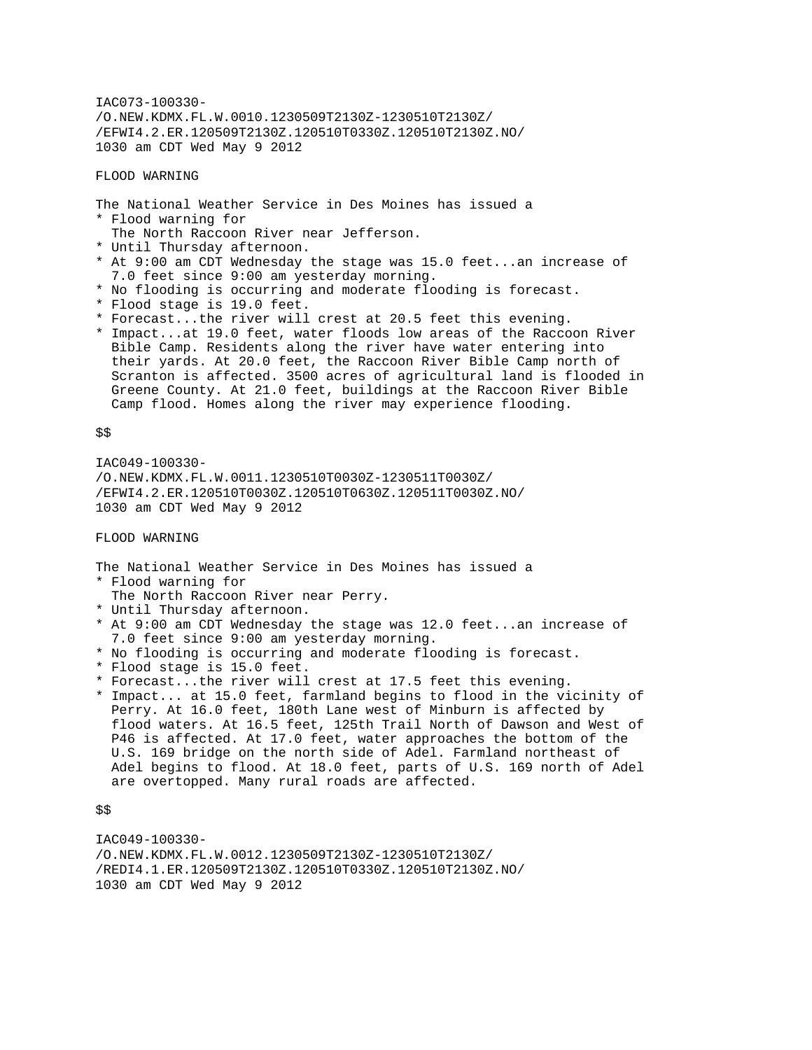IAC073-100330-
/O.NEW.KDMX.FL.W.0010.1230509T2130Z-1230510T2130Z/
/EFWI4.2.ER.120509T2130Z.120510T0330Z.120510T2130Z.NO/
1030 am CDT Wed May 9 2012

FLOOD WARNING

The National Weather Service in Des Moines has issued a
* Flood warning for
  The North Raccoon River near Jefferson.
* Until Thursday afternoon.
* At 9:00 am CDT Wednesday the stage was 15.0 feet...an increase of
  7.0 feet since 9:00 am yesterday morning.
* No flooding is occurring and moderate flooding is forecast.
* Flood stage is 19.0 feet.
* Forecast...the river will crest at 20.5 feet this evening.
* Impact...at 19.0 feet, water floods low areas of the Raccoon River
  Bible Camp. Residents along the river have water entering into
  their yards. At 20.0 feet, the Raccoon River Bible Camp north of
  Scranton is affected. 3500 acres of agricultural land is flooded in
  Greene County. At 21.0 feet, buildings at the Raccoon River Bible
  Camp flood. Homes along the river may experience flooding.

$$

IAC049-100330-
/O.NEW.KDMX.FL.W.0011.1230510T0030Z-1230511T0030Z/
/EFWI4.2.ER.120510T0030Z.120510T0630Z.120511T0030Z.NO/
1030 am CDT Wed May 9 2012

FLOOD WARNING

The National Weather Service in Des Moines has issued a
* Flood warning for
  The North Raccoon River near Perry.
* Until Thursday afternoon.
* At 9:00 am CDT Wednesday the stage was 12.0 feet...an increase of
  7.0 feet since 9:00 am yesterday morning.
* No flooding is occurring and moderate flooding is forecast.
* Flood stage is 15.0 feet.
* Forecast...the river will crest at 17.5 feet this evening.
* Impact... at 15.0 feet, farmland begins to flood in the vicinity of
  Perry. At 16.0 feet, 180th Lane west of Minburn is affected by
  flood waters. At 16.5 feet, 125th Trail North of Dawson and West of
  P46 is affected. At 17.0 feet, water approaches the bottom of the
  U.S. 169 bridge on the north side of Adel. Farmland northeast of
  Adel begins to flood. At 18.0 feet, parts of U.S. 169 north of Adel
  are overtopped. Many rural roads are affected.

$$

IAC049-100330-
/O.NEW.KDMX.FL.W.0012.1230509T2130Z-1230510T2130Z/
/REDI4.1.ER.120509T2130Z.120510T0330Z.120510T2130Z.NO/
1030 am CDT Wed May 9 2012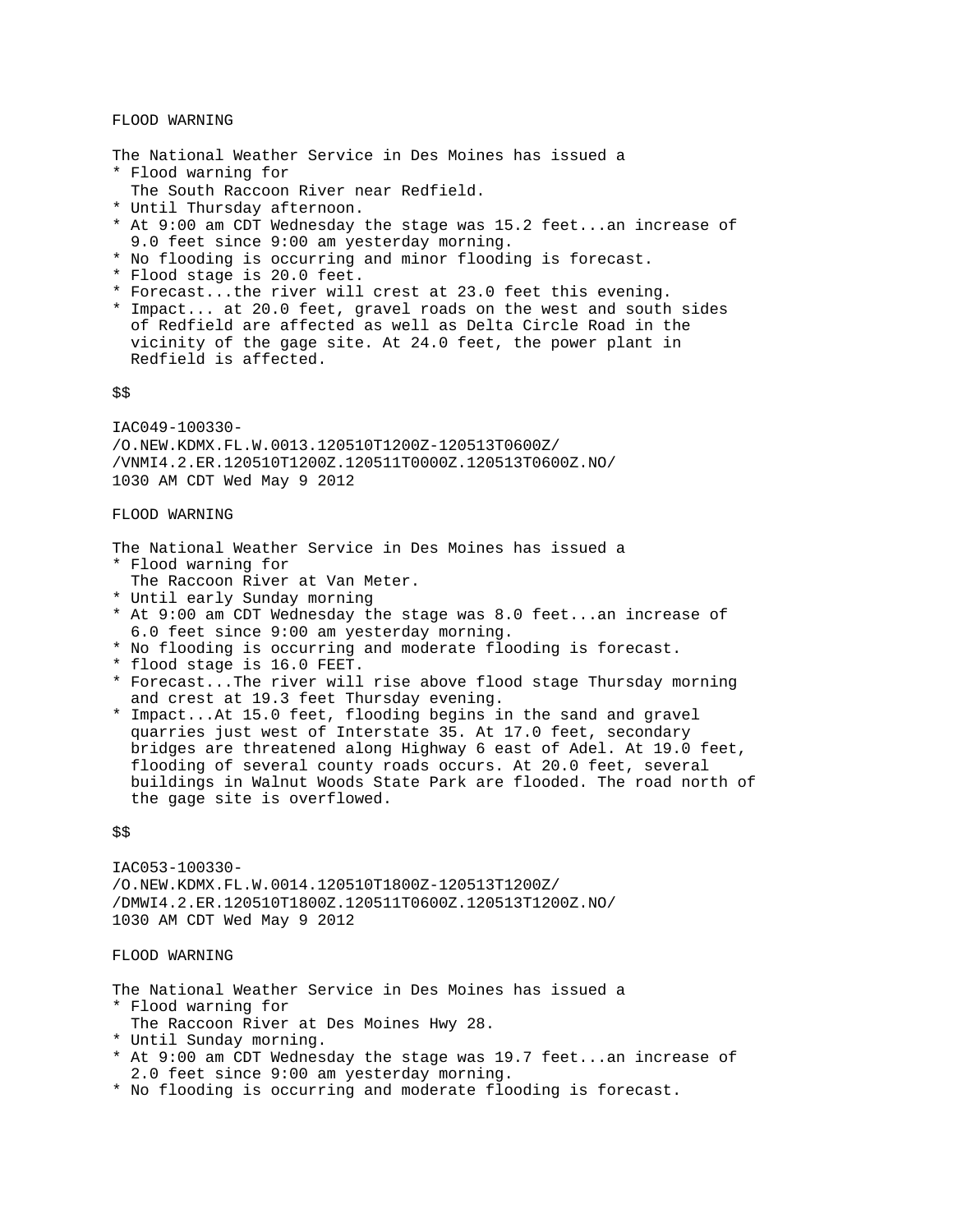FLOOD WARNING

The National Weather Service in Des Moines has issued a
* Flood warning for
  The South Raccoon River near Redfield.
* Until Thursday afternoon.
* At 9:00 am CDT Wednesday the stage was 15.2 feet...an increase of
  9.0 feet since 9:00 am yesterday morning.
* No flooding is occurring and minor flooding is forecast.
* Flood stage is 20.0 feet.
* Forecast...the river will crest at 23.0 feet this evening.
* Impact... at 20.0 feet, gravel roads on the west and south sides
  of Redfield are affected as well as Delta Circle Road in the
  vicinity of the gage site. At 24.0 feet, the power plant in
  Redfield is affected.

$$

IAC049-100330-
/O.NEW.KDMX.FL.W.0013.120510T1200Z-120513T0600Z/
/VNMI4.2.ER.120510T1200Z.120511T0000Z.120513T0600Z.NO/
1030 AM CDT Wed May 9 2012

FLOOD WARNING

The National Weather Service in Des Moines has issued a
* Flood warning for
  The Raccoon River at Van Meter.
* Until early Sunday morning
* At 9:00 am CDT Wednesday the stage was 8.0 feet...an increase of
  6.0 feet since 9:00 am yesterday morning.
* No flooding is occurring and moderate flooding is forecast.
* flood stage is 16.0 FEET.
* Forecast...The river will rise above flood stage Thursday morning
  and crest at 19.3 feet Thursday evening.
* Impact...At 15.0 feet, flooding begins in the sand and gravel
  quarries just west of Interstate 35. At 17.0 feet, secondary
  bridges are threatened along Highway 6 east of Adel. At 19.0 feet,
  flooding of several county roads occurs. At 20.0 feet, several
  buildings in Walnut Woods State Park are flooded. The road north of
  the gage site is overflowed.

$$

IAC053-100330-
/O.NEW.KDMX.FL.W.0014.120510T1800Z-120513T1200Z/
/DMWI4.2.ER.120510T1800Z.120511T0600Z.120513T1200Z.NO/
1030 AM CDT Wed May 9 2012

FLOOD WARNING

The National Weather Service in Des Moines has issued a
* Flood warning for
  The Raccoon River at Des Moines Hwy 28.
* Until Sunday morning.
* At 9:00 am CDT Wednesday the stage was 19.7 feet...an increase of
  2.0 feet since 9:00 am yesterday morning.
* No flooding is occurring and moderate flooding is forecast.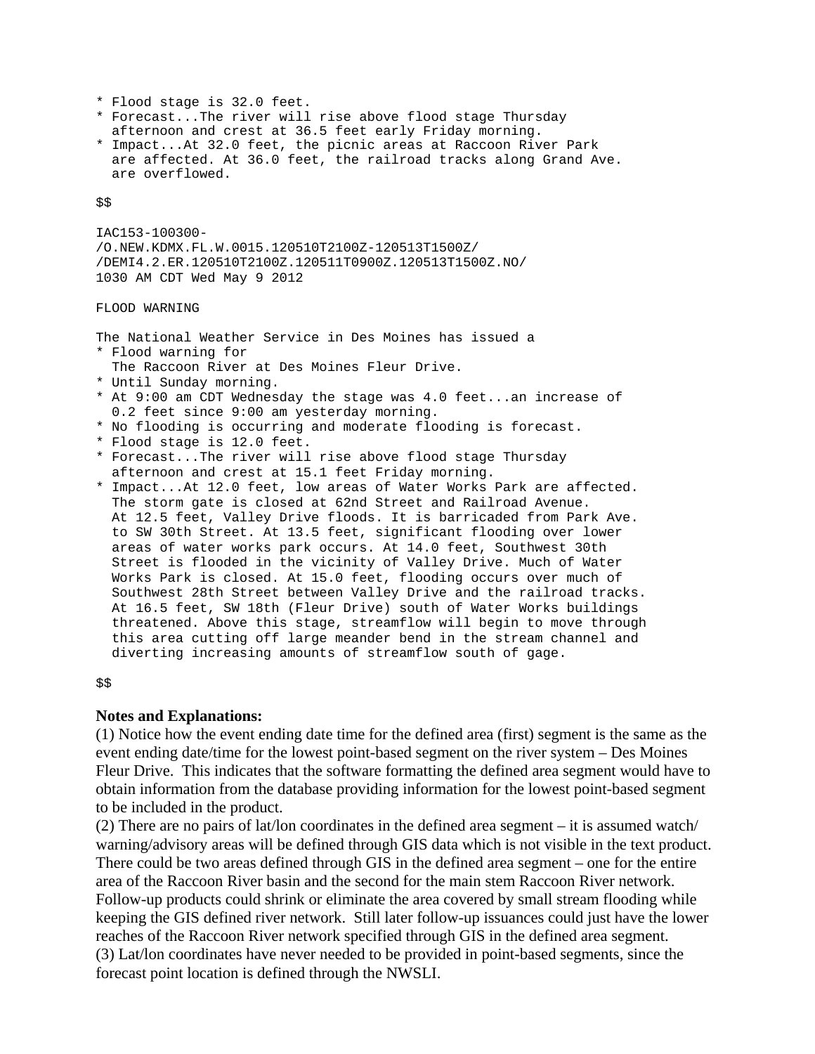```
* Flood stage is 32.0 feet.
* Forecast...The river will rise above flood stage Thursday
  afternoon and crest at 36.5 feet early Friday morning.
* Impact...At 32.0 feet, the picnic areas at Raccoon River Park
  are affected. At 36.0 feet, the railroad tracks along Grand Ave.
  are overflowed.

$$

IAC153-100300-
/O.NEW.KDMX.FL.W.0015.120510T2100Z-120513T1500Z/
/DEMI4.2.ER.120510T2100Z.120511T0900Z.120513T1500Z.NO/
1030 AM CDT Wed May 9 2012

FLOOD WARNING

The National Weather Service in Des Moines has issued a
* Flood warning for
  The Raccoon River at Des Moines Fleur Drive.
* Until Sunday morning.
* At 9:00 am CDT Wednesday the stage was 4.0 feet...an increase of
  0.2 feet since 9:00 am yesterday morning.
* No flooding is occurring and moderate flooding is forecast.
* Flood stage is 12.0 feet.
* Forecast...The river will rise above flood stage Thursday
  afternoon and crest at 15.1 feet Friday morning.
* Impact...At 12.0 feet, low areas of Water Works Park are affected.
  The storm gate is closed at 62nd Street and Railroad Avenue.
  At 12.5 feet, Valley Drive floods. It is barricaded from Park Ave.
  to SW 30th Street. At 13.5 feet, significant flooding over lower
  areas of water works park occurs. At 14.0 feet, Southwest 30th
  Street is flooded in the vicinity of Valley Drive. Much of Water
  Works Park is closed. At 15.0 feet, flooding occurs over much of
  Southwest 28th Street between Valley Drive and the railroad tracks.
  At 16.5 feet, SW 18th (Fleur Drive) south of Water Works buildings
  threatened. Above this stage, streamflow will begin to move through
  this area cutting off large meander bend in the stream channel and
  diverting increasing amounts of streamflow south of gage.

$$
```

**Notes and Explanations:**

(1) Notice how the event ending date time for the defined area (first) segment is the same as the event ending date/time for the lowest point-based segment on the river system – Des Moines Fleur Drive. This indicates that the software formatting the defined area segment would have to obtain information from the database providing information for the lowest point-based segment to be included in the product.

(2) There are no pairs of lat/lon coordinates in the defined area segment – it is assumed watch/warning/advisory areas will be defined through GIS data which is not visible in the text product. There could be two areas defined through GIS in the defined area segment – one for the entire area of the Raccoon River basin and the second for the main stem Raccoon River network. Follow-up products could shrink or eliminate the area covered by small stream flooding while keeping the GIS defined river network. Still later follow-up issuances could just have the lower reaches of the Raccoon River network specified through GIS in the defined area segment.

(3) Lat/lon coordinates have never needed to be provided in point-based segments, since the forecast point location is defined through the NWSLI.